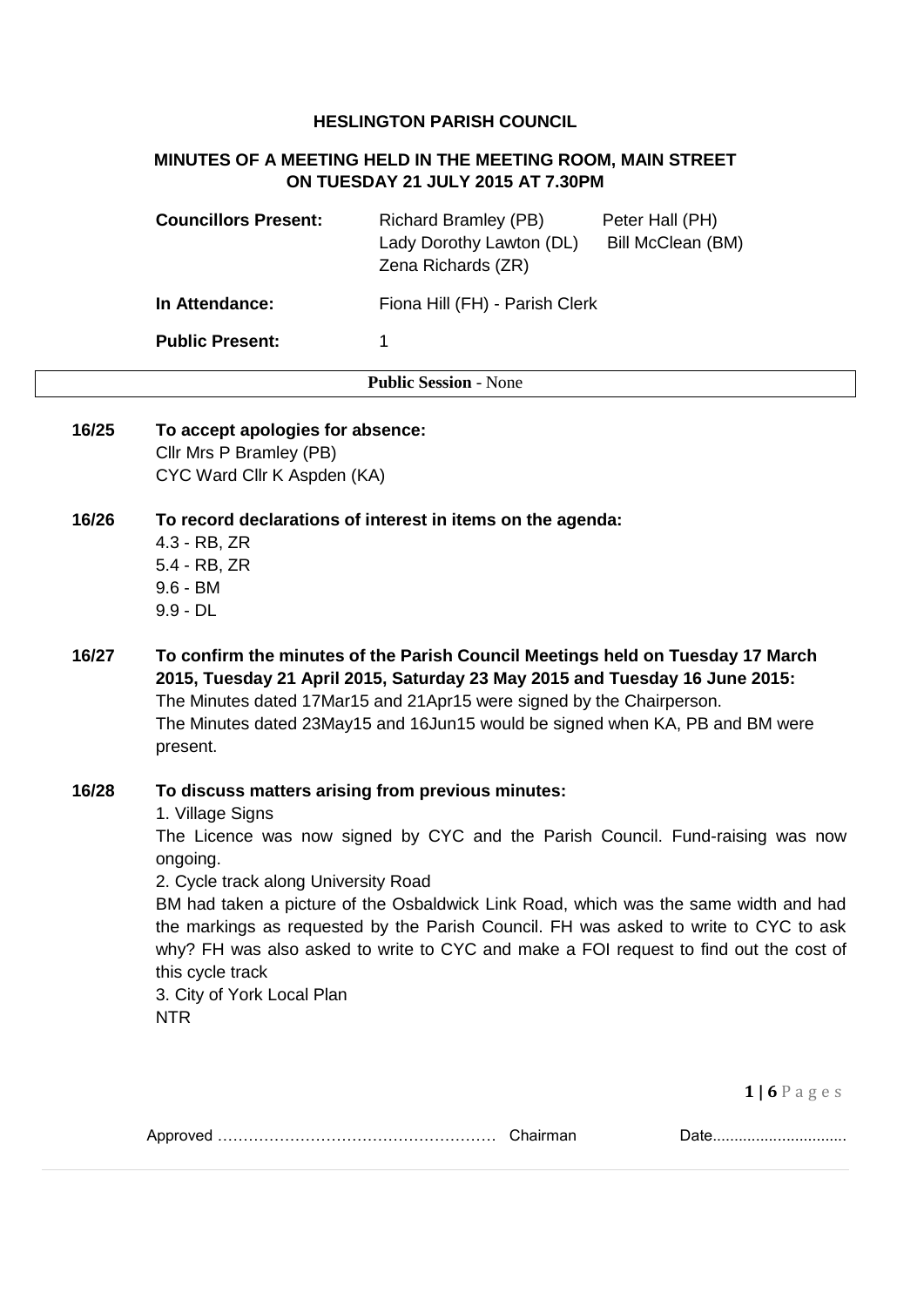**HESLINGTON PARISH COUNCIL**

**MINUTES OF A MEETING HELD IN THE MEETING ROOM, MAIN STREET ON TUESDAY 21 JULY 2015 AT 7.30PM**

| | | |
|---|---|---|
| **Councillors Present:** | Richard Bramley (PB)<br>Lady Dorothy Lawton (DL)<br>Zena Richards (ZR) | Peter Hall (PH)<br>Bill McClean (BM) |
| **In Attendance:** | Fiona Hill (FH) - Parish Clerk | |
| **Public Present:** | 1 | |

**Public Session** - None

**16/25 To accept apologies for absence:**

Cllr Mrs P Bramley (PB)
CYC Ward Cllr K Aspden (KA)

**16/26 To record declarations of interest in items on the agenda:**

4.3 - RB, ZR
5.4 - RB, ZR
9.6 - BM
9.9 - DL

**16/27 To confirm the minutes of the Parish Council Meetings held on Tuesday 17 March 2015, Tuesday 21 April 2015, Saturday 23 May 2015 and Tuesday 16 June 2015:**

The Minutes dated 17Mar15 and 21Apr15 were signed by the Chairperson.
The Minutes dated 23May15 and 16Jun15 would be signed when KA, PB and BM were present.

**16/28 To discuss matters arising from previous minutes:**

1. Village Signs

The Licence was now signed by CYC and the Parish Council. Fund-raising was now ongoing.

2. Cycle track along University Road

BM had taken a picture of the Osbaldwick Link Road, which was the same width and had the markings as requested by the Parish Council. FH was asked to write to CYC to ask why? FH was also asked to write to CYC and make a FOI request to find out the cost of this cycle track

3. City of York Local Plan

NTR

Approved …………………………………………… Chairman Date..............................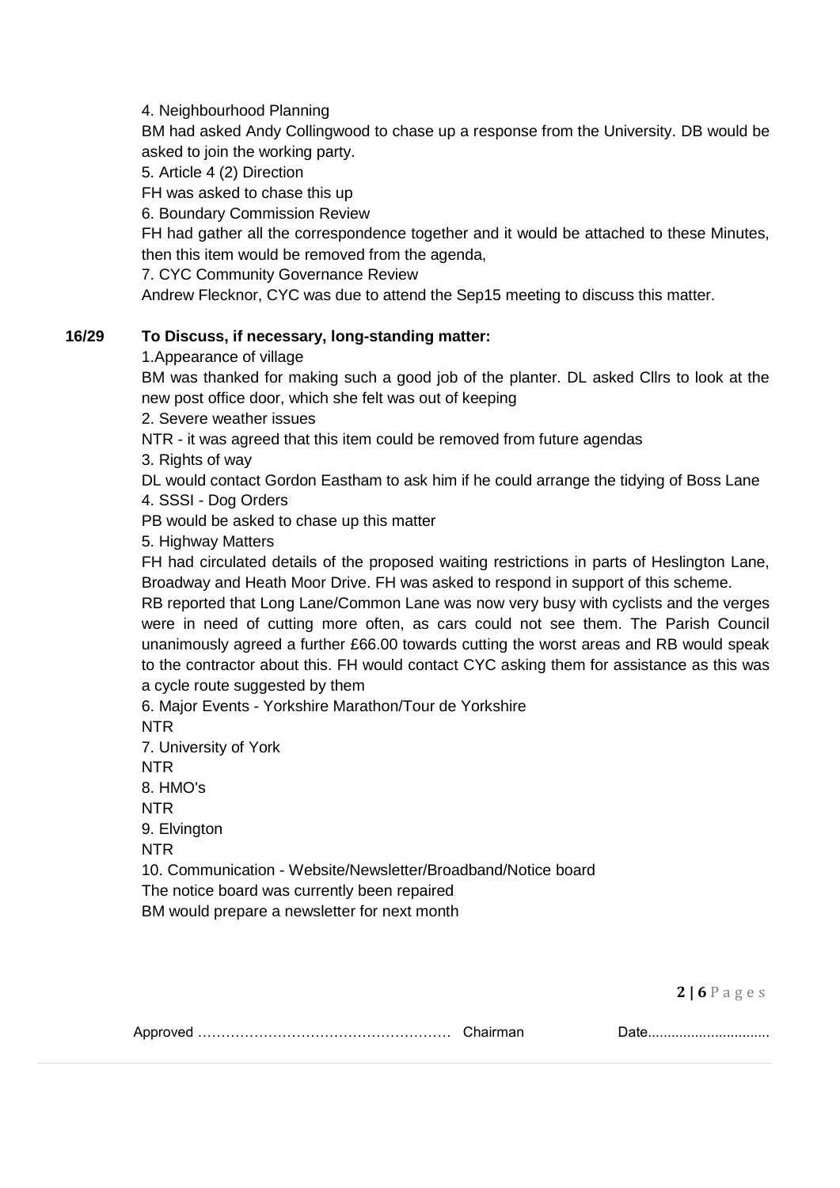4. Neighbourhood Planning

BM had asked Andy Collingwood to chase up a response from the University. DB would be asked to join the working party.

5. Article 4 (2) Direction

FH was asked to chase this up

6. Boundary Commission Review

FH had gather all the correspondence together and it would be attached to these Minutes, then this item would be removed from the agenda,

7. CYC Community Governance Review

Andrew Flecknor, CYC was due to attend the Sep15 meeting to discuss this matter.

**16/29 To Discuss, if necessary, long-standing matter:**

1.Appearance of village

BM was thanked for making such a good job of the planter. DL asked Cllrs to look at the new post office door, which she felt was out of keeping

2. Severe weather issues

NTR - it was agreed that this item could be removed from future agendas

3. Rights of way

DL would contact Gordon Eastham to ask him if he could arrange the tidying of Boss Lane

4. SSSI - Dog Orders

PB would be asked to chase up this matter

5. Highway Matters

FH had circulated details of the proposed waiting restrictions in parts of Heslington Lane, Broadway and Heath Moor Drive. FH was asked to respond in support of this scheme.

RB reported that Long Lane/Common Lane was now very busy with cyclists and the verges were in need of cutting more often, as cars could not see them. The Parish Council unanimously agreed a further £66.00 towards cutting the worst areas and RB would speak to the contractor about this. FH would contact CYC asking them for assistance as this was a cycle route suggested by them

6. Major Events - Yorkshire Marathon/Tour de Yorkshire

NTR

7. University of York

NTR

8. HMO's

NTR

9. Elvington

NTR

10. Communication - Website/Newsletter/Broadband/Notice board

The notice board was currently been repaired

BM would prepare a newsletter for next month

Approved …………………………………………… Chairman Date..............................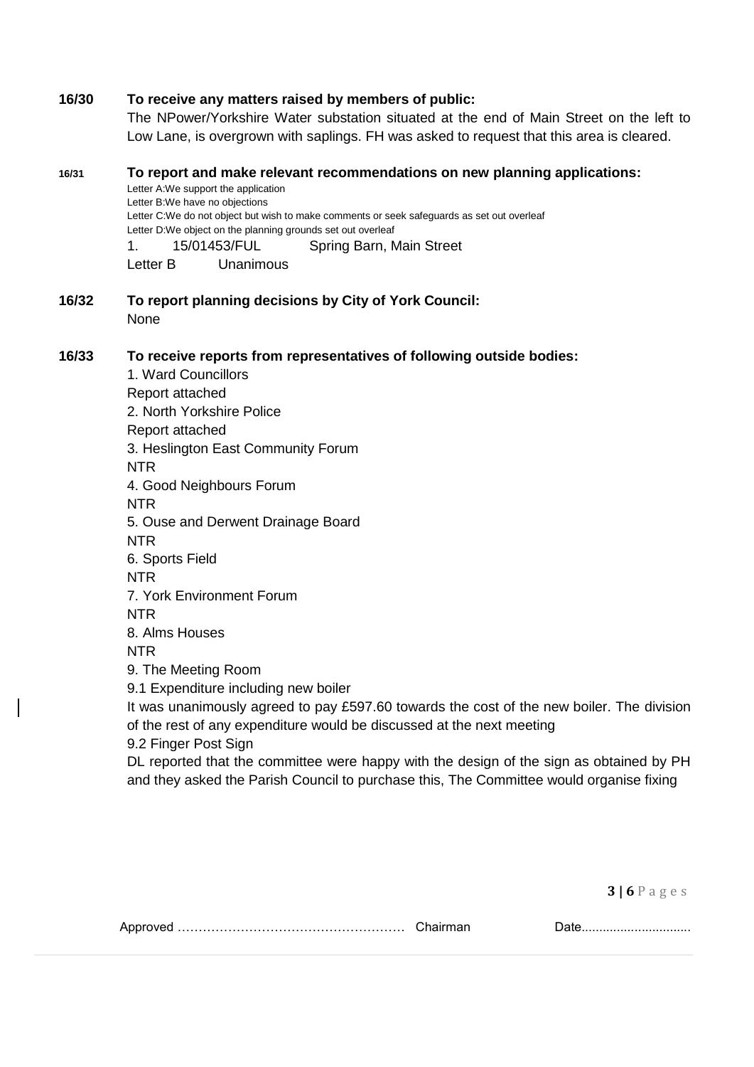**16/30 To receive any matters raised by members of public:**

The NPower/Yorkshire Water substation situated at the end of Main Street on the left to Low Lane, is overgrown with saplings. FH was asked to request that this area is cleared.

**16/31 To report and make relevant recommendations on new planning applications:**

Letter A:We support the application
Letter B:We have no objections
Letter C:We do not object but wish to make comments or seek safeguards as set out overleaf
Letter D:We object on the planning grounds set out overleaf

1. 15/01453/FUL Spring Barn, Main Street

Letter B Unanimous

**16/32 To report planning decisions by City of York Council:**

None

**16/33 To receive reports from representatives of following outside bodies:**

1. Ward Councillors
Report attached
2. North Yorkshire Police
Report attached
3. Heslington East Community Forum
NTR
4. Good Neighbours Forum
NTR
5. Ouse and Derwent Drainage Board
NTR
6. Sports Field
NTR
7. York Environment Forum
NTR
8. Alms Houses
NTR
9. The Meeting Room
9.1 Expenditure including new boiler
It was unanimously agreed to pay £597.60 towards the cost of the new boiler. The division of the rest of any expenditure would be discussed at the next meeting
9.2 Finger Post Sign
DL reported that the committee were happy with the design of the sign as obtained by PH and they asked the Parish Council to purchase this, The Committee would organise fixing

Approved ……………………………………………… Chairman Date..............................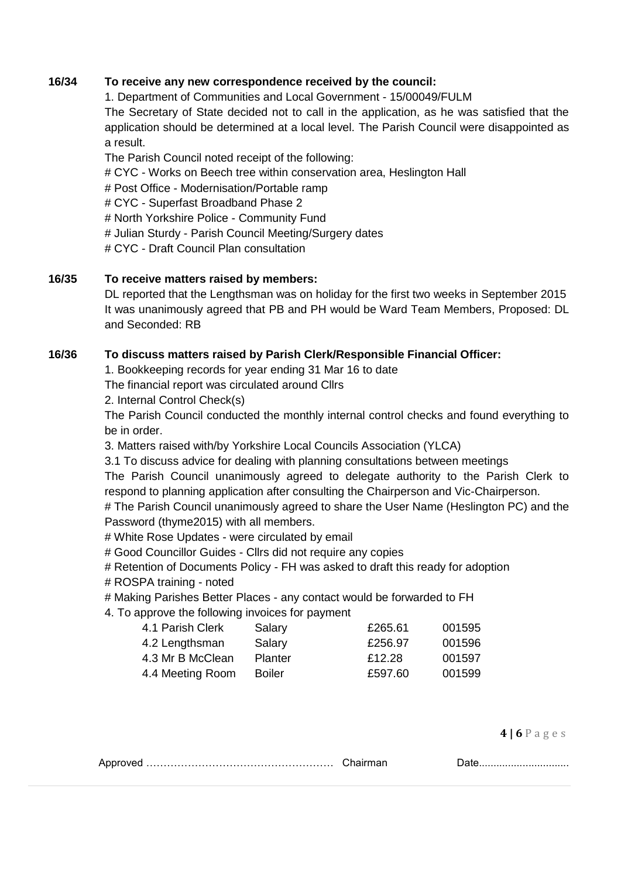**16/34 To receive any new correspondence received by the council:**

1. Department of Communities and Local Government - 15/00049/FULM

The Secretary of State decided not to call in the application, as he was satisfied that the application should be determined at a local level. The Parish Council were disappointed as a result.

The Parish Council noted receipt of the following:

# CYC - Works on Beech tree within conservation area, Heslington Hall
# Post Office - Modernisation/Portable ramp
# CYC - Superfast Broadband Phase 2
# North Yorkshire Police - Community Fund
# Julian Sturdy - Parish Council Meeting/Surgery dates
# CYC - Draft Council Plan consultation

**16/35 To receive matters raised by members:**

DL reported that the Lengthsman was on holiday for the first two weeks in September 2015
It was unanimously agreed that PB and PH would be Ward Team Members, Proposed: DL and Seconded: RB

**16/36 To discuss matters raised by Parish Clerk/Responsible Financial Officer:**

1. Bookkeeping records for year ending 31 Mar 16 to date

The financial report was circulated around Cllrs

2. Internal Control Check(s)

The Parish Council conducted the monthly internal control checks and found everything to be in order.

3. Matters raised with/by Yorkshire Local Councils Association (YLCA)

3.1 To discuss advice for dealing with planning consultations between meetings

The Parish Council unanimously agreed to delegate authority to the Parish Clerk to respond to planning application after consulting the Chairperson and Vic-Chairperson.

# The Parish Council unanimously agreed to share the User Name (Heslington PC) and the Password (thyme2015) with all members.
# White Rose Updates - were circulated by email
# Good Councillor Guides - Cllrs did not require any copies
# Retention of Documents Policy - FH was asked to draft this ready for adoption
# ROSPA training - noted
# Making Parishes Better Places - any contact would be forwarded to FH

4. To approve the following invoices for payment

| | | | |
|---|---|---|---|
| 4.1 Parish Clerk | Salary | £265.61 | 001595 |
| 4.2 Lengthsman | Salary | £256.97 | 001596 |
| 4.3 Mr B McClean | Planter | £12.28 | 001597 |
| 4.4 Meeting Room | Boiler | £597.60 | 001599 |

Approved …………………………………………… Chairman Date..............................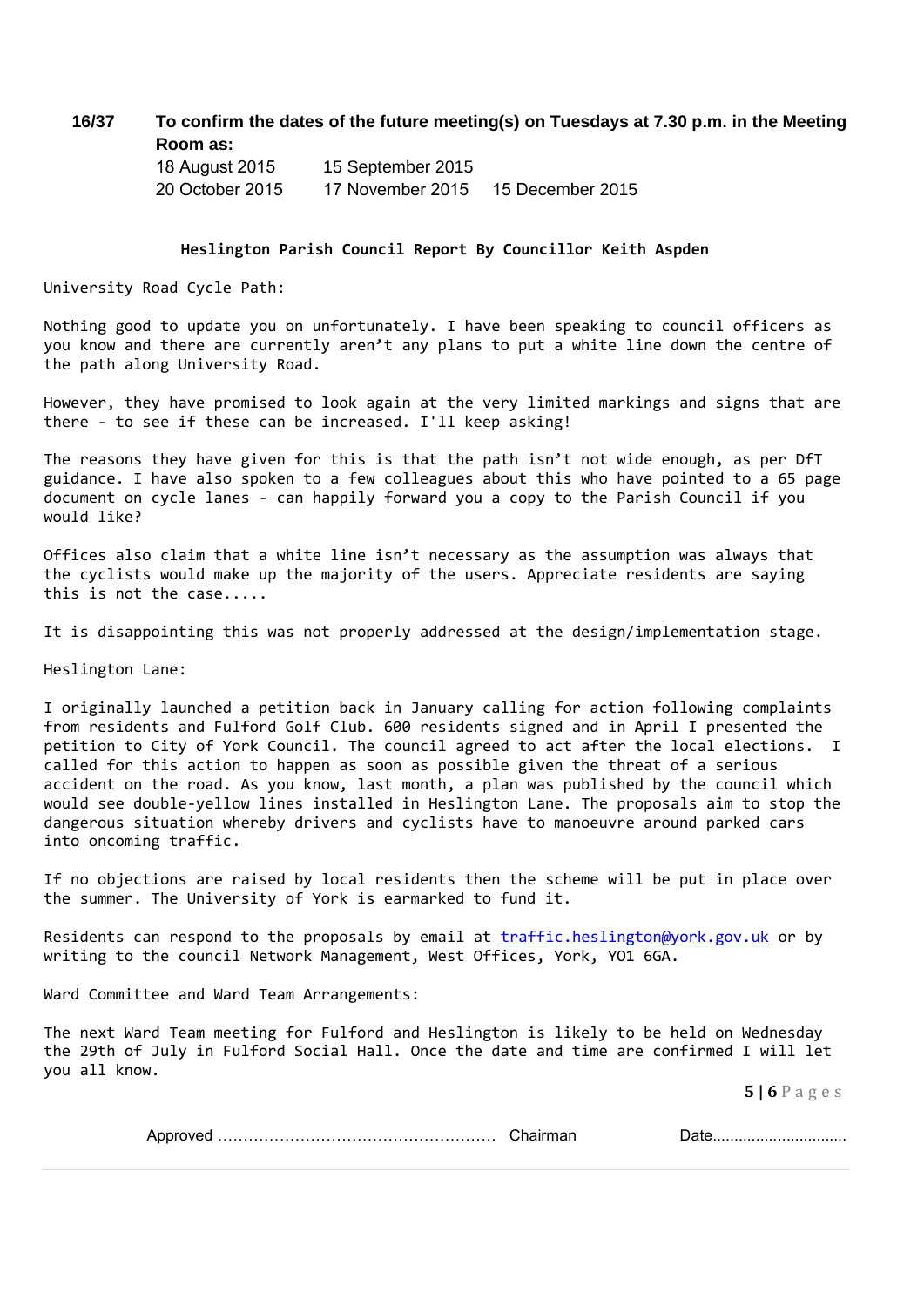**16/37** **To confirm the dates of the future meeting(s) on Tuesdays at 7.30 p.m. in the Meeting Room as:**

| | | |
|---|---|---|
| 18 August 2015 | 15 September 2015 | |
| 20 October 2015 | 17 November 2015 | 15 December 2015 |

**Heslington Parish Council Report By Councillor Keith Aspden**

University Road Cycle Path:

Nothing good to update you on unfortunately. I have been speaking to council officers as you know and there are currently aren't any plans to put a white line down the centre of the path along University Road.

However, they have promised to look again at the very limited markings and signs that are there - to see if these can be increased. I'll keep asking!

The reasons they have given for this is that the path isn't not wide enough, as per DfT guidance. I have also spoken to a few colleagues about this who have pointed to a 65 page document on cycle lanes - can happily forward you a copy to the Parish Council if you would like?

Offices also claim that a white line isn't necessary as the assumption was always that the cyclists would make up the majority of the users. Appreciate residents are saying this is not the case.....

It is disappointing this was not properly addressed at the design/implementation stage.

Heslington Lane:

I originally launched a petition back in January calling for action following complaints from residents and Fulford Golf Club. 600 residents signed and in April I presented the petition to City of York Council. The council agreed to act after the local elections. I called for this action to happen as soon as possible given the threat of a serious accident on the road. As you know, last month, a plan was published by the council which would see double-yellow lines installed in Heslington Lane. The proposals aim to stop the dangerous situation whereby drivers and cyclists have to manoeuvre around parked cars into oncoming traffic.

If no objections are raised by local residents then the scheme will be put in place over the summer. The University of York is earmarked to fund it.

Residents can respond to the proposals by email at traffic.heslington@york.gov.uk or by writing to the council Network Management, West Offices, York, YO1 6GA.

Ward Committee and Ward Team Arrangements:

The next Ward Team meeting for Fulford and Heslington is likely to be held on Wednesday the 29th of July in Fulford Social Hall. Once the date and time are confirmed I will let you all know.

Approved ………………………………………………… Chairman Date..............................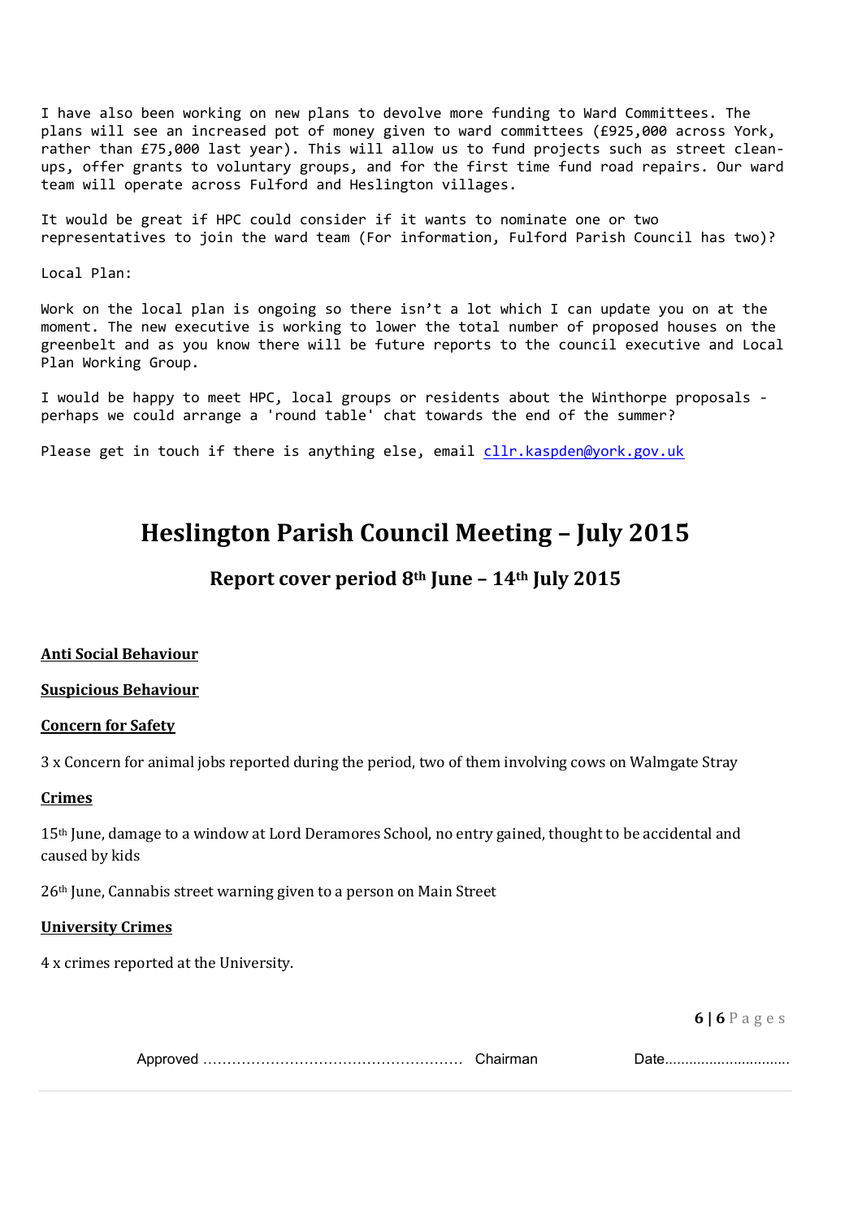I have also been working on new plans to devolve more funding to Ward Committees. The plans will see an increased pot of money given to ward committees (£925,000 across York, rather than £75,000 last year). This will allow us to fund projects such as street clean-ups, offer grants to voluntary groups, and for the first time fund road repairs. Our ward team will operate across Fulford and Heslington villages.

It would be great if HPC could consider if it wants to nominate one or two representatives to join the ward team (For information, Fulford Parish Council has two)?

Local Plan:

Work on the local plan is ongoing so there isn't a lot which I can update you on at the moment. The new executive is working to lower the total number of proposed houses on the greenbelt and as you know there will be future reports to the council executive and Local Plan Working Group.

I would be happy to meet HPC, local groups or residents about the Winthorpe proposals - perhaps we could arrange a 'round table' chat towards the end of the summer?

Please get in touch if there is anything else, email cllr.kaspden@york.gov.uk

# Heslington Parish Council Meeting – July 2015

## Report cover period 8th June – 14th July 2015

**Anti Social Behaviour**

**Suspicious Behaviour**

**Concern for Safety**

3 x Concern for animal jobs reported during the period, two of them involving cows on Walmgate Stray

**Crimes**

15th June, damage to a window at Lord Deramores School, no entry gained, thought to be accidental and caused by kids

26th June, Cannabis street warning given to a person on Main Street

**University Crimes**

4 x crimes reported at the University.

Approved ……………………………………………… Chairman Date..............................